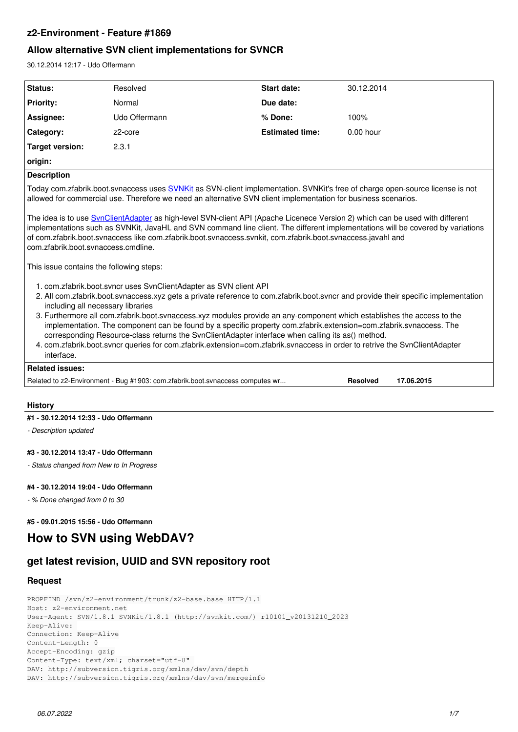# z2-Environment - Feature #1869

## Allow alternative SVN client implementations for SVNCR

30.12.2014 12:17 - Udo Offermann

| Status: | Resolved | Start date: | 30.12.2014 |
|---|---|---|---|
| Priority: | Normal | Due date: | |
| Assignee: | Udo Offermann | % Done: | 100% |
| Category: | z2-core | Estimated time: | 0.00 hour |
| Target version: | 2.3.1 | | |
| origin: | | | |

**Description**

Today com.zfabrik.boot.svnaccess uses SVNKit as SVN-client implementation. SVNKit's free of charge open-source license is not allowed for commercial use. Therefore we need an alternative SVN client implementation for business scenarios.

The idea is to use SvnClientAdapter as high-level SVN-client API (Apache Licenece Version 2) which can be used with different implementations such as SVNKit, JavaHL and SVN command line client. The different implementations will be covered by variations of com.zfabrik.boot.svnaccess like com.zfabrik.boot.svnaccess.svnkit, com.zfabrik.boot.svnaccess.javahl and com.zfabrik.boot.svnaccess.cmdline.

This issue contains the following steps:

1. com.zfabrik.boot.svncr uses SvnClientAdapter as SVN client API
2. All com.zfabrik.boot.svnaccess.xyz gets a private reference to com.zfabrik.boot.svncr and provide their specific implementation including all necessary libraries
3. Furthermore all com.zfabrik.boot.svnaccess.xyz modules provide an any-component which establishes the access to the implementation. The component can be found by a specific property com.zfabrik.extension=com.zfabrik.svnaccess. The corresponding Resource-class returns the SvnClientAdapter interface when calling its as() method.
4. com.zfabrik.boot.svncr queries for com.zfabrik.extension=com.zfabrik.svnaccess in order to retrive the SvnClientAdapter interface.

**Related issues:**

| | | |
|---|---|---|
| Related to z2-Environment - Bug #1903: com.zfabrik.boot.svnaccess computes wr... | **Resolved** | **17.06.2015** |

### History

#### #1 - 30.12.2014 12:33 - Udo Offermann

*- Description updated*

#### #3 - 30.12.2014 13:47 - Udo Offermann

*- Status changed from New to In Progress*

#### #4 - 30.12.2014 19:04 - Udo Offermann

*- % Done changed from 0 to 30*

#### #5 - 09.01.2015 15:56 - Udo Offermann

# How to SVN using WebDAV?

## get latest revision, UUID and SVN repository root

### Request

```
PROPFIND /svn/z2-environment/trunk/z2-base.base HTTP/1.1
Host: z2-environment.net
User-Agent: SVN/1.8.1 SVNKit/1.8.1 (http://svnkit.com/) r10101_v20131210_2023
Keep-Alive: 
Connection: Keep-Alive
Content-Length: 0
Accept-Encoding: gzip
Content-Type: text/xml; charset="utf-8" 
DAV: http://subversion.tigris.org/xmlns/dav/svn/depth
DAV: http://subversion.tigris.org/xmlns/dav/svn/mergeinfo
```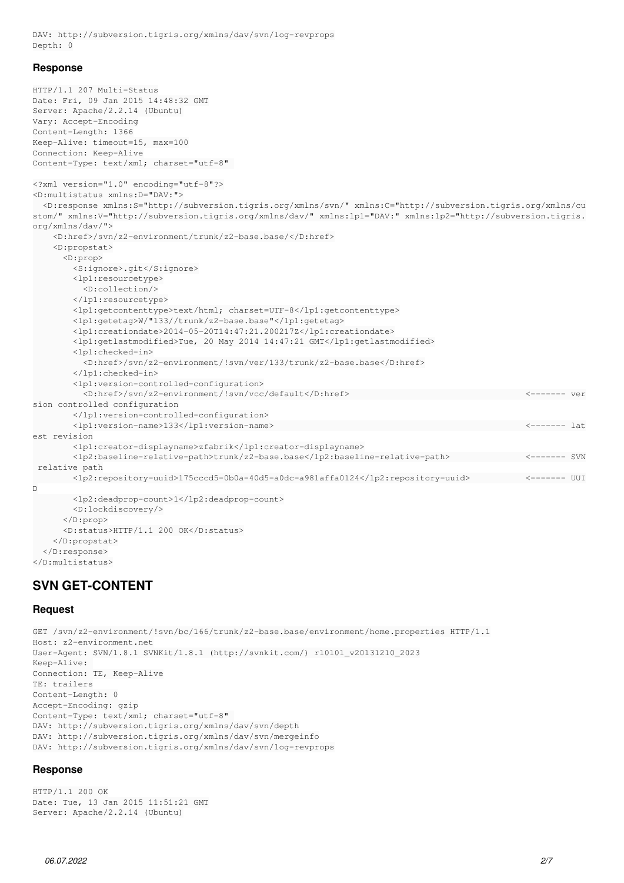```
DAV: http://subversion.tigris.org/xmlns/dav/svn/log-revprops
Depth: 0
```

### Response

```
HTTP/1.1 207 Multi-Status
Date: Fri, 09 Jan 2015 14:48:32 GMT
Server: Apache/2.2.14 (Ubuntu)
Vary: Accept-Encoding
Content-Length: 1366
Keep-Alive: timeout=15, max=100
Connection: Keep-Alive
Content-Type: text/xml; charset="utf-8"

<?xml version="1.0" encoding="utf-8"?>
<D:multistatus xmlns:D="DAV:">
  <D:response xmlns:S="http://subversion.tigris.org/xmlns/svn/" xmlns:C="http://subversion.tigris.org/xmlns/custom/" xmlns:V="http://subversion.tigris.org/xmlns/dav/" xmlns:lp1="DAV:" xmlns:lp2="http://subversion.tigris.org/xmlns/dav/">
    <D:href>/svn/z2-environment/trunk/z2-base.base/</D:href>
    <D:propstat>
      <D:prop>
        <S:ignore>.git</S:ignore>
        <lp1:resourcetype>
          <D:collection/>
        </lp1:resourcetype>
        <lp1:getcontenttype>text/html; charset=UTF-8</lp1:getcontenttype>
        <lp1:getetag>W/"133//trunk/z2-base.base"</lp1:getetag>
        <lp1:creationdate>2014-05-20T14:47:21.200217Z</lp1:creationdate>
        <lp1:getlastmodified>Tue, 20 May 2014 14:47:21 GMT</lp1:getlastmodified>
        <lp1:checked-in>
          <D:href>/svn/z2-environment/!svn/ver/133/trunk/z2-base.base</D:href>
        </lp1:checked-in>
        <lp1:version-controlled-configuration>
          <D:href>/svn/z2-environment/!svn/vcc/default</D:href>                      <------- version controlled configuration
        </lp1:version-controlled-configuration>
        <lp1:version-name>133</lp1:version-name>                                    <------- latest revision
        <lp1:creator-displayname>zfabrik</lp1:creator-displayname>
        <lp2:baseline-relative-path>trunk/z2-base.base</lp2:baseline-relative-path>   <------- SVN relative path
        <lp2:repository-uuid>175cccd5-0b0a-40d5-a0dc-a981affa0124</lp2:repository-uuid>   <------- UUID
        <lp2:deadprop-count>1</lp2:deadprop-count>
        <D:lockdiscovery/>
      </D:prop>
      <D:status>HTTP/1.1 200 OK</D:status>
    </D:propstat>
  </D:response>
</D:multistatus>
```

## SVN GET-CONTENT

### Request

```
GET /svn/z2-environment/!svn/bc/166/trunk/z2-base.base/environment/home.properties HTTP/1.1
Host: z2-environment.net
User-Agent: SVN/1.8.1 SVNKit/1.8.1 (http://svnkit.com/) r10101_v20131210_2023
Keep-Alive:
Connection: TE, Keep-Alive
TE: trailers
Content-Length: 0
Accept-Encoding: gzip
Content-Type: text/xml; charset="utf-8"
DAV: http://subversion.tigris.org/xmlns/dav/svn/depth
DAV: http://subversion.tigris.org/xmlns/dav/svn/mergeinfo
DAV: http://subversion.tigris.org/xmlns/dav/svn/log-revprops
```

### Response

```
HTTP/1.1 200 OK
Date: Tue, 13 Jan 2015 11:51:21 GMT
Server: Apache/2.2.14 (Ubuntu)
```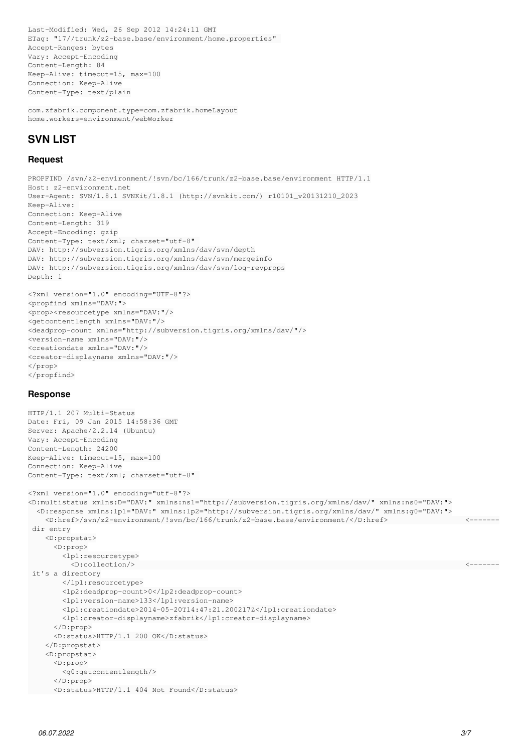```
Last-Modified: Wed, 26 Sep 2012 14:24:11 GMT
ETag: "17//trunk/z2-base.base/environment/home.properties"
Accept-Ranges: bytes
Vary: Accept-Encoding
Content-Length: 84
Keep-Alive: timeout=15, max=100
Connection: Keep-Alive
Content-Type: text/plain

com.zfabrik.component.type=com.zfabrik.homeLayout
home.workers=environment/webWorker
```

## SVN LIST

### Request

```
PROPFIND /svn/z2-environment/!svn/bc/166/trunk/z2-base.base/environment HTTP/1.1
Host: z2-environment.net
User-Agent: SVN/1.8.1 SVNKit/1.8.1 (http://svnkit.com/) r10101_v20131210_2023
Keep-Alive: 
Connection: Keep-Alive
Content-Length: 319
Accept-Encoding: gzip
Content-Type: text/xml; charset="utf-8"
DAV: http://subversion.tigris.org/xmlns/dav/svn/depth
DAV: http://subversion.tigris.org/xmlns/dav/svn/mergeinfo
DAV: http://subversion.tigris.org/xmlns/dav/svn/log-revprops
Depth: 1

<?xml version="1.0" encoding="UTF-8"?>
<propfind xmlns="DAV:">
<prop><resourcetype xmlns="DAV:"/>
<getcontentlength xmlns="DAV:"/>
<deadprop-count xmlns="http://subversion.tigris.org/xmlns/dav/"/>
<version-name xmlns="DAV:"/>
<creationdate xmlns="DAV:"/>
<creator-displayname xmlns="DAV:"/>
</prop>
</propfind>
```

### Response

```
HTTP/1.1 207 Multi-Status
Date: Fri, 09 Jan 2015 14:58:36 GMT
Server: Apache/2.2.14 (Ubuntu)
Vary: Accept-Encoding
Content-Length: 24200
Keep-Alive: timeout=15, max=100
Connection: Keep-Alive
Content-Type: text/xml; charset="utf-8"

<?xml version="1.0" encoding="utf-8"?>
<D:multistatus xmlns:D="DAV:" xmlns:ns1="http://subversion.tigris.org/xmlns/dav/" xmlns:ns0="DAV:">
  <D:response xmlns:lp1="DAV:" xmlns:lp2="http://subversion.tigris.org/xmlns/dav/" xmlns:g0="DAV:">
    <D:href>/svn/z2-environment/!svn/bc/166/trunk/z2-base.base/environment/</D:href>                <-------
 dir entry
    <D:propstat>
      <D:prop>
        <lp1:resourcetype>
          <D:collection/>                                                                           <-------
 it's a directory
        </lp1:resourcetype>
        <lp2:deadprop-count>0</lp2:deadprop-count>
        <lp1:version-name>133</lp1:version-name>
        <lp1:creationdate>2014-05-20T14:47:21.200217Z</lp1:creationdate>
        <lp1:creator-displayname>zfabrik</lp1:creator-displayname>
      </D:prop>
      <D:status>HTTP/1.1 200 OK</D:status>
    </D:propstat>
    <D:propstat>
      <D:prop>
        <g0:getcontentlength/>
      </D:prop>
      <D:status>HTTP/1.1 404 Not Found</D:status>
```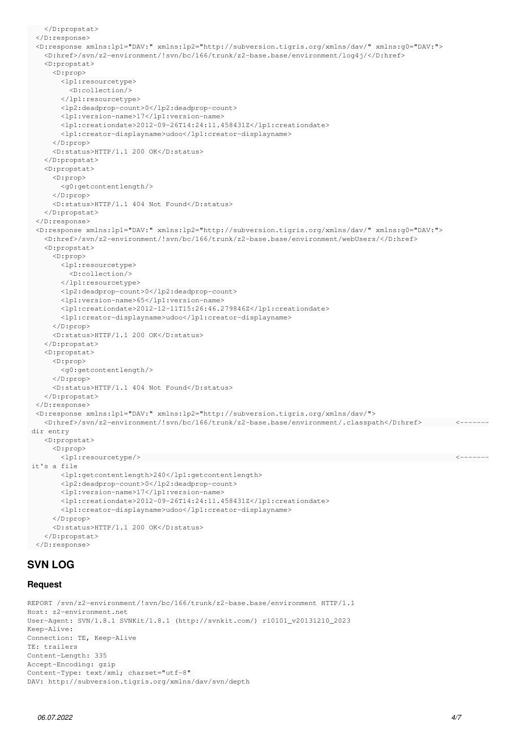```
    </D:propstat>
  </D:response>
  <D:response xmlns:lp1="DAV:" xmlns:lp2="http://subversion.tigris.org/xmlns/dav/" xmlns:g0="DAV:">
    <D:href>/svn/z2-environment/!svn/bc/166/trunk/z2-base.base/environment/log4j/</D:href>
    <D:propstat>
      <D:prop>
        <lp1:resourcetype>
          <D:collection/>
        </lp1:resourcetype>
        <lp2:deadprop-count>0</lp2:deadprop-count>
        <lp1:version-name>17</lp1:version-name>
        <lp1:creationdate>2012-09-26T14:24:11.458431Z</lp1:creationdate>
        <lp1:creator-displayname>udoo</lp1:creator-displayname>
      </D:prop>
      <D:status>HTTP/1.1 200 OK</D:status>
    </D:propstat>
    <D:propstat>
      <D:prop>
        <g0:getcontentlength/>
      </D:prop>
      <D:status>HTTP/1.1 404 Not Found</D:status>
    </D:propstat>
  </D:response>
  <D:response xmlns:lp1="DAV:" xmlns:lp2="http://subversion.tigris.org/xmlns/dav/" xmlns:g0="DAV:">
    <D:href>/svn/z2-environment/!svn/bc/166/trunk/z2-base.base/environment/webUsers/</D:href>
    <D:propstat>
      <D:prop>
        <lp1:resourcetype>
          <D:collection/>
        </lp1:resourcetype>
        <lp2:deadprop-count>0</lp2:deadprop-count>
        <lp1:version-name>65</lp1:version-name>
        <lp1:creationdate>2012-12-11T15:26:46.279846Z</lp1:creationdate>
        <lp1:creator-displayname>udoo</lp1:creator-displayname>
      </D:prop>
      <D:status>HTTP/1.1 200 OK</D:status>
    </D:propstat>
    <D:propstat>
      <D:prop>
        <g0:getcontentlength/>
      </D:prop>
      <D:status>HTTP/1.1 404 Not Found</D:status>
    </D:propstat>
  </D:response>
  <D:response xmlns:lp1="DAV:" xmlns:lp2="http://subversion.tigris.org/xmlns/dav/">
    <D:href>/svn/z2-environment/!svn/bc/166/trunk/z2-base.base/environment/.classpath</D:href>        <-------
dir entry
    <D:propstat>
      <D:prop>
        <lp1:resourcetype/>                                                                          <-------
it's a file
        <lp1:getcontentlength>240</lp1:getcontentlength>
        <lp2:deadprop-count>0</lp2:deadprop-count>
        <lp1:version-name>17</lp1:version-name>
        <lp1:creationdate>2012-09-26T14:24:11.458431Z</lp1:creationdate>
        <lp1:creator-displayname>udoo</lp1:creator-displayname>
      </D:prop>
      <D:status>HTTP/1.1 200 OK</D:status>
    </D:propstat>
  </D:response>
```

## SVN LOG

### Request

```
REPORT /svn/z2-environment/!svn/bc/166/trunk/z2-base.base/environment HTTP/1.1
Host: z2-environment.net
User-Agent: SVN/1.8.1 SVNKit/1.8.1 (http://svnkit.com/) r10101_v20131210_2023
Keep-Alive:
Connection: TE, Keep-Alive
TE: trailers
Content-Length: 335
Accept-Encoding: gzip
Content-Type: text/xml; charset="utf-8"
DAV: http://subversion.tigris.org/xmlns/dav/svn/depth
```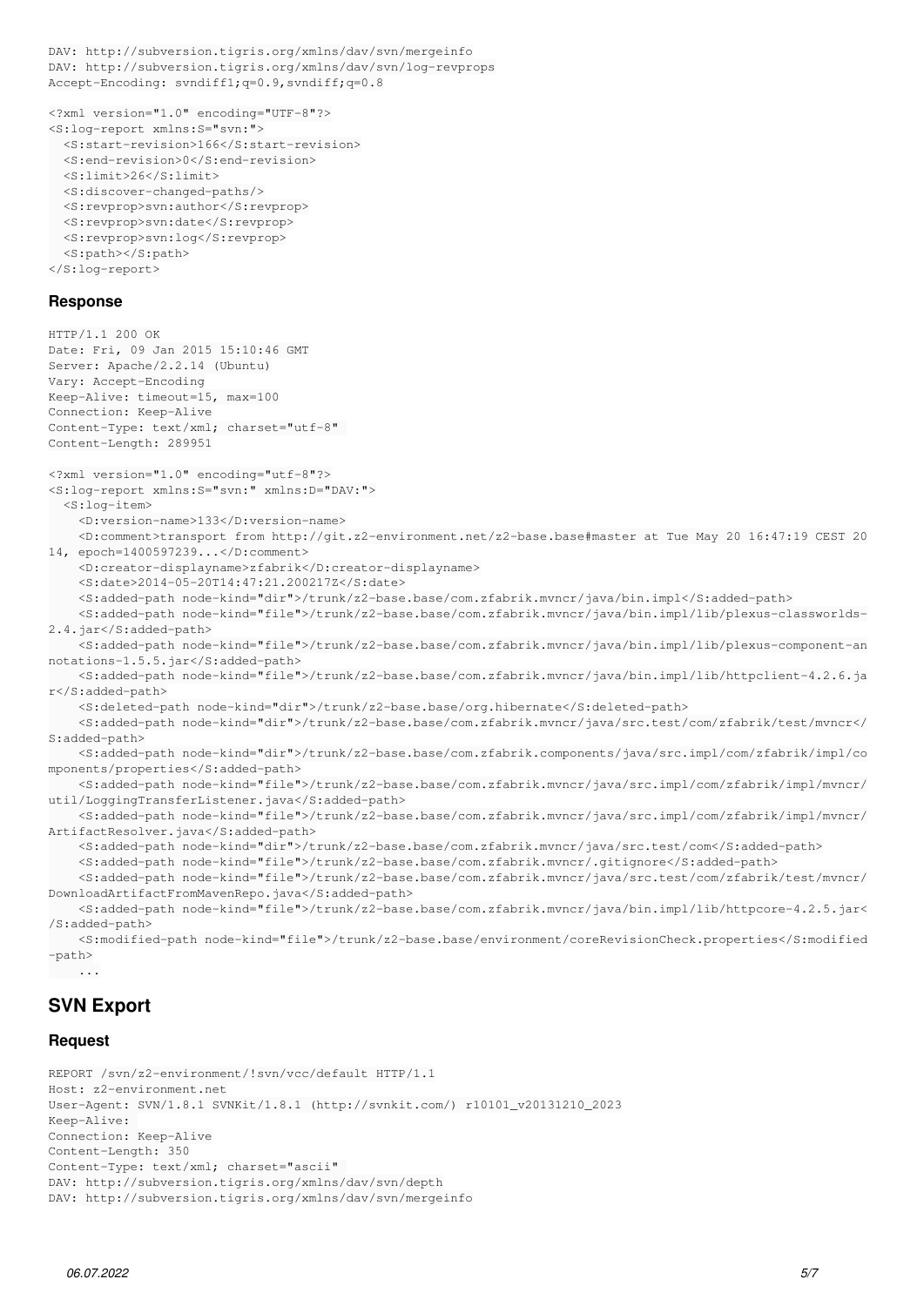```
DAV: http://subversion.tigris.org/xmlns/dav/svn/mergeinfo
DAV: http://subversion.tigris.org/xmlns/dav/svn/log-revprops
Accept-Encoding: svndiff1;q=0.9,svndiff;q=0.8

<?xml version="1.0" encoding="UTF-8"?>
<S:log-report xmlns:S="svn:">
  <S:start-revision>166</S:start-revision>
  <S:end-revision>0</S:end-revision>
  <S:limit>26</S:limit>
  <S:discover-changed-paths/>
  <S:revprop>svn:author</S:revprop>
  <S:revprop>svn:date</S:revprop>
  <S:revprop>svn:log</S:revprop>
  <S:path></S:path>
</S:log-report>
```

#### Response

```
HTTP/1.1 200 OK
Date: Fri, 09 Jan 2015 15:10:46 GMT
Server: Apache/2.2.14 (Ubuntu)
Vary: Accept-Encoding
Keep-Alive: timeout=15, max=100
Connection: Keep-Alive
Content-Type: text/xml; charset="utf-8"
Content-Length: 289951

<?xml version="1.0" encoding="utf-8"?>
<S:log-report xmlns:S="svn:" xmlns:D="DAV:">
  <S:log-item>
    <D:version-name>133</D:version-name>
    <D:comment>transport from http://git.z2-environment.net/z2-base.base#master at Tue May 20 16:47:19 CEST 20
14, epoch=1400597239...</D:comment>
    <D:creator-displayname>zfabrik</D:creator-displayname>
    <S:date>2014-05-20T14:47:21.200217Z</S:date>
    <S:added-path node-kind="dir">/trunk/z2-base.base/com.zfabrik.mvncr/java/bin.impl</S:added-path>
    <S:added-path node-kind="file">/trunk/z2-base.base/com.zfabrik.mvncr/java/bin.impl/lib/plexus-classworlds-
2.4.jar</S:added-path>
    <S:added-path node-kind="file">/trunk/z2-base.base/com.zfabrik.mvncr/java/bin.impl/lib/plexus-component-an
notations-1.5.5.jar</S:added-path>
    <S:added-path node-kind="file">/trunk/z2-base.base/com.zfabrik.mvncr/java/bin.impl/lib/httpclient-4.2.6.ja
r</S:added-path>
    <S:deleted-path node-kind="dir">/trunk/z2-base.base/org.hibernate</S:deleted-path>
    <S:added-path node-kind="dir">/trunk/z2-base.base/com.zfabrik.mvncr/java/src.test/com/zfabrik/test/mvncr</
S:added-path>
    <S:added-path node-kind="dir">/trunk/z2-base.base/com.zfabrik.components/java/src.impl/com/zfabrik/impl/co
mponents/properties</S:added-path>
    <S:added-path node-kind="file">/trunk/z2-base.base/com.zfabrik.mvncr/java/src.impl/com/zfabrik/impl/mvncr/
util/LoggingTransferListener.java</S:added-path>
    <S:added-path node-kind="file">/trunk/z2-base.base/com.zfabrik.mvncr/java/src.impl/com/zfabrik/impl/mvncr/
ArtifactResolver.java</S:added-path>
    <S:added-path node-kind="dir">/trunk/z2-base.base/com.zfabrik.mvncr/java/src.test/com</S:added-path>
    <S:added-path node-kind="file">/trunk/z2-base.base/com.zfabrik.mvncr/.gitignore</S:added-path>
    <S:added-path node-kind="file">/trunk/z2-base.base/com.zfabrik.mvncr/java/src.test/com/zfabrik/test/mvncr/
DownloadArtifactFromMavenRepo.java</S:added-path>
    <S:added-path node-kind="file">/trunk/z2-base.base/com.zfabrik.mvncr/java/bin.impl/lib/httpcore-4.2.5.jar<
/S:added-path>
    <S:modified-path node-kind="file">/trunk/z2-base.base/environment/coreRevisionCheck.properties</S:modified
-path>
    ...
```

### SVN Export

#### Request

```
REPORT /svn/z2-environment/!svn/vcc/default HTTP/1.1
Host: z2-environment.net
User-Agent: SVN/1.8.1 SVNKit/1.8.1 (http://svnkit.com/) r10101_v20131210_2023
Keep-Alive:
Connection: Keep-Alive
Content-Length: 350
Content-Type: text/xml; charset="ascii"
DAV: http://subversion.tigris.org/xmlns/dav/svn/depth
DAV: http://subversion.tigris.org/xmlns/dav/svn/mergeinfo
```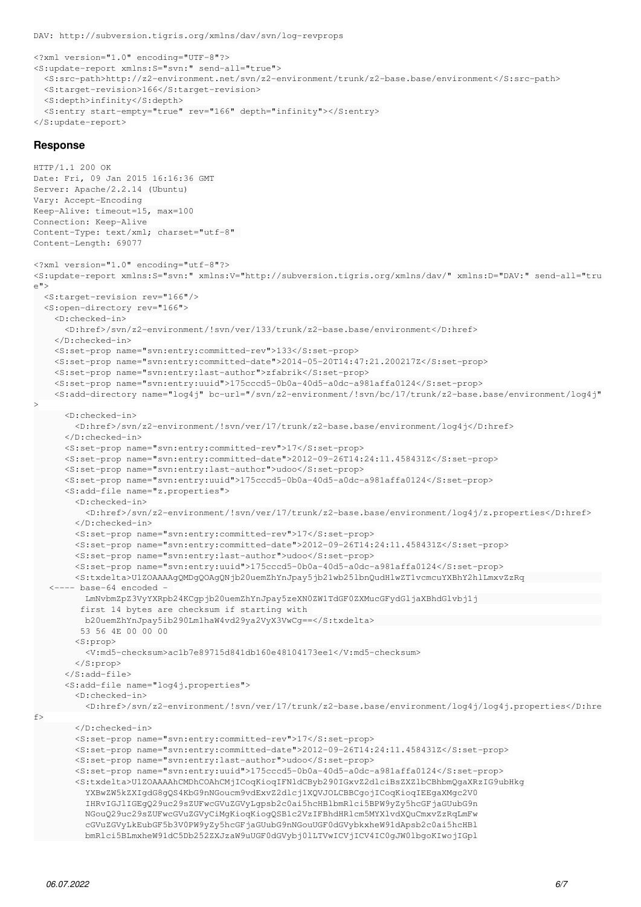```
DAV: http://subversion.tigris.org/xmlns/dav/svn/log-revprops

<?xml version="1.0" encoding="UTF-8"?>
<S:update-report xmlns:S="svn:" send-all="true">
  <S:src-path>http://z2-environment.net/svn/z2-environment/trunk/z2-base.base/environment</S:src-path>
  <S:target-revision>166</S:target-revision>
  <S:depth>infinity</S:depth>
  <S:entry start-empty="true" rev="166" depth="infinity"></S:entry>
</S:update-report>
```

### Response

```
HTTP/1.1 200 OK
Date: Fri, 09 Jan 2015 16:16:36 GMT
Server: Apache/2.2.14 (Ubuntu)
Vary: Accept-Encoding
Keep-Alive: timeout=15, max=100
Connection: Keep-Alive
Content-Type: text/xml; charset="utf-8"
Content-Length: 69077

<?xml version="1.0" encoding="utf-8"?>
<S:update-report xmlns:S="svn:" xmlns:V="http://subversion.tigris.org/xmlns/dav/" xmlns:D="DAV:" send-all="tru
e">
  <S:target-revision rev="166"/>
  <S:open-directory rev="166">
    <D:checked-in>
      <D:href>/svn/z2-environment/!svn/ver/133/trunk/z2-base.base/environment</D:href>
    </D:checked-in>
    <S:set-prop name="svn:entry:committed-rev">133</S:set-prop>
    <S:set-prop name="svn:entry:committed-date">2014-05-20T14:47:21.200217Z</S:set-prop>
    <S:set-prop name="svn:entry:last-author">zfabrik</S:set-prop>
    <S:set-prop name="svn:entry:uuid">175cccd5-0b0a-40d5-a0dc-a981affa0124</S:set-prop>
    <S:add-directory name="log4j" bc-url="/svn/z2-environment/!svn/bc/17/trunk/z2-base.base/environment/log4j"
>
      <D:checked-in>
        <D:href>/svn/z2-environment/!svn/ver/17/trunk/z2-base.base/environment/log4j</D:href>
      </D:checked-in>
      <S:set-prop name="svn:entry:committed-rev">17</S:set-prop>
      <S:set-prop name="svn:entry:committed-date">2012-09-26T14:24:11.458431Z</S:set-prop>
      <S:set-prop name="svn:entry:last-author">udoo</S:set-prop>
      <S:set-prop name="svn:entry:uuid">175cccd5-0b0a-40d5-a0dc-a981affa0124</S:set-prop>
      <S:add-file name="z.properties">
        <D:checked-in>
          <D:href>/svn/z2-environment/!svn/ver/17/trunk/z2-base.base/environment/log4j/z.properties</D:href>
        </D:checked-in>
        <S:set-prop name="svn:entry:committed-rev">17</S:set-prop>
        <S:set-prop name="svn:entry:committed-date">2012-09-26T14:24:11.458431Z</S:set-prop>
        <S:set-prop name="svn:entry:last-author">udoo</S:set-prop>
        <S:set-prop name="svn:entry:uuid">175cccd5-0b0a-40d5-a0dc-a981affa0124</S:set-prop>
        <S:txdelta>U1ZOAAAAgQMDgQOAgQNjb20uemZhYnJpay5jb21wb25lbnQudHlwZT1vcmcuYXBhY2hlLmxvZzRq
   <---- base-64 encoded -
          LmNvbmZpZ3VyYXRpb24KCgpjb20uemZhYnJpay5zeXN0ZW1TdGF0ZXMucGFydGljaXBhdGlvbj1j
         first 14 bytes are checksum if starting with
          b20uemZhYnJpay5ib290Lm1haW4vd29ya2VyX3VwCg==</S:txdelta>
         53 56 4E 00 00 00
        <S:prop>
          <V:md5-checksum>ac1b7e89715d841db160e48104173ee1</V:md5-checksum>
        </S:prop>
      </S:add-file>
      <S:add-file name="log4j.properties">
        <D:checked-in>
          <D:href>/svn/z2-environment/!svn/ver/17/trunk/z2-base.base/environment/log4j/log4j.properties</D:hre
f>
        </D:checked-in>
        <S:set-prop name="svn:entry:committed-rev">17</S:set-prop>
        <S:set-prop name="svn:entry:committed-date">2012-09-26T14:24:11.458431Z</S:set-prop>
        <S:set-prop name="svn:entry:last-author">udoo</S:set-prop>
        <S:set-prop name="svn:entry:uuid">175cccd5-0b0a-40d5-a0dc-a981affa0124</S:set-prop>
        <S:txdelta>U1ZOAAAAhCMDhCOAhCMjICoqKioqIFNldCByb290IGxvZ2dlciBsZXZlbCBhbmQgaXRzIG9ubHkg
          YXBwZW5kZXIgdG8gQS4KbG9nNGoucm9vdExvZ2dlcj1XQVJOLCBBCgojICoqKioqIEEgaXMgc2V0
          IHRvIGJlIGEgQ29uc29sZUFwcGVuZGVyLgpsb2c0ai5hcHBlbmRlci5BPW9yZy5hcGFjaGUubG9n
          NGouQ29uc29sZUFwcGVuZGVyCiMgKioqKioqIQSB1c2VzIFBhdHRlcm5MYXlvdXQuCmxvZzRqLmFw
          cGVuZGVyLkEubGF5b3V0PW9yZy5hcGFjaGUubG9nNGouUGF0dGVybkxheW91dApsb2c0ai5hcHBl
          bmRlci5BLmxheW91dC5Db252ZXJzaW9uUGF0dGVybj0lLTVwICVjICV4IC0gJW0lbgoKIwojIGpl
```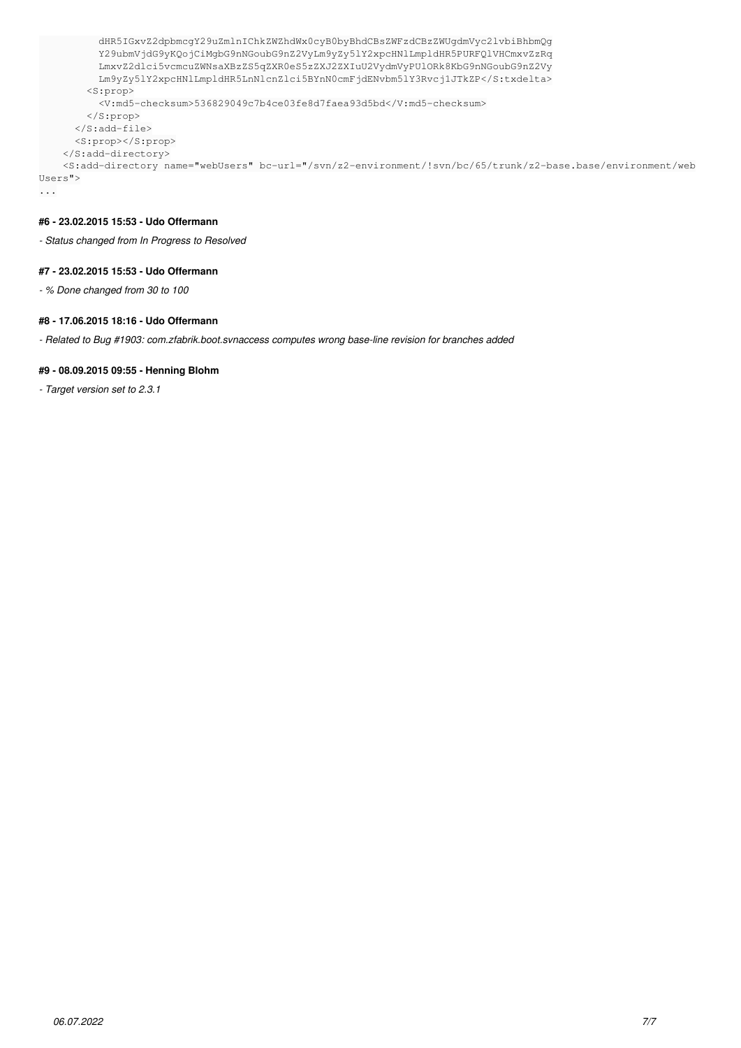```
          dHR5IGxvZ2dpbmcgY29uZmlnIChkZWZhdWx0cyB0byBhdCBsZWFzdCBzZWUgdmVyc2lvbiBhbmQg
          Y29ubmVjdG9yKQojCiMgbG9nNGoubG9nZ2VyLm9yZy5lY2xpcHNlLmpldHR5PURFQlVHCmxvZzRq
          LmxvZ2dlci5vcmcuZWNsaXBzZS5qZXR0eS5zZXJ2ZXIuU2VydmVyPUlORk8KbG9nNGoubG9nZ2Vy
          Lm9yZy5lY2xpcHNlLmpldHR5LnNlcnZlci5BYnN0cmFjdENvbm5lY3Rvcj1JTkZP</S:txdelta>
        <S:prop>
          <V:md5-checksum>536829049c7b4ce03fe8d7faea93d5bd</V:md5-checksum>
        </S:prop>
      </S:add-file>
      <S:prop></S:prop>
    </S:add-directory>
    <S:add-directory name="webUsers" bc-url="/svn/z2-environment/!svn/bc/65/trunk/z2-base.base/environment/web
Users">
...
```

#### #6 - 23.02.2015 15:53 - Udo Offermann

*- Status changed from In Progress to Resolved*

#### #7 - 23.02.2015 15:53 - Udo Offermann

*- % Done changed from 30 to 100*

#### #8 - 17.06.2015 18:16 - Udo Offermann

*- Related to Bug #1903: com.zfabrik.boot.svnaccess computes wrong base-line revision for branches added*

#### #9 - 08.09.2015 09:55 - Henning Blohm

*- Target version set to 2.3.1*